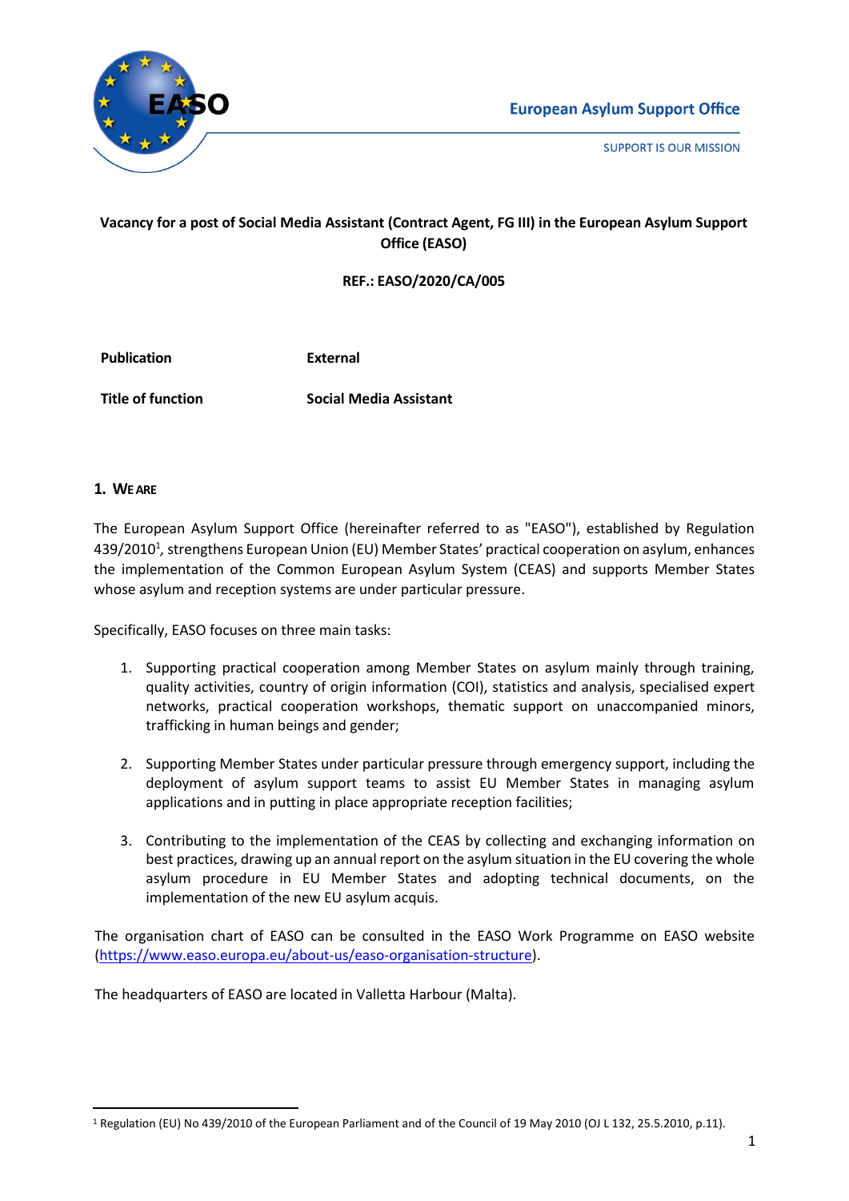European Asylum Support Office

SUPPORT IS OUR MISSION

**Vacancy for a post of Social Media Assistant (Contract Agent, FG III) in the European Asylum Support Office (EASO)**

**REF.: EASO/2020/CA/005**

| **Publication** | **External** |
| --- | --- |
| **Title of function** | **Social Media Assistant** |

## 1. WE ARE

The European Asylum Support Office (hereinafter referred to as "EASO"), established by Regulation 439/2010[1], strengthens European Union (EU) Member States' practical cooperation on asylum, enhances the implementation of the Common European Asylum System (CEAS) and supports Member States whose asylum and reception systems are under particular pressure.

Specifically, EASO focuses on three main tasks:

1. Supporting practical cooperation among Member States on asylum mainly through training, quality activities, country of origin information (COI), statistics and analysis, specialised expert networks, practical cooperation workshops, thematic support on unaccompanied minors, trafficking in human beings and gender;

2. Supporting Member States under particular pressure through emergency support, including the deployment of asylum support teams to assist EU Member States in managing asylum applications and in putting in place appropriate reception facilities;

3. Contributing to the implementation of the CEAS by collecting and exchanging information on best practices, drawing up an annual report on the asylum situation in the EU covering the whole asylum procedure in EU Member States and adopting technical documents, on the implementation of the new EU asylum acquis.

The organisation chart of EASO can be consulted in the EASO Work Programme on EASO website (https://www.easo.europa.eu/about-us/easo-organisation-structure).

The headquarters of EASO are located in Valletta Harbour (Malta).

[1] Regulation (EU) No 439/2010 of the European Parliament and of the Council of 19 May 2010 (OJ L 132, 25.5.2010, p.11).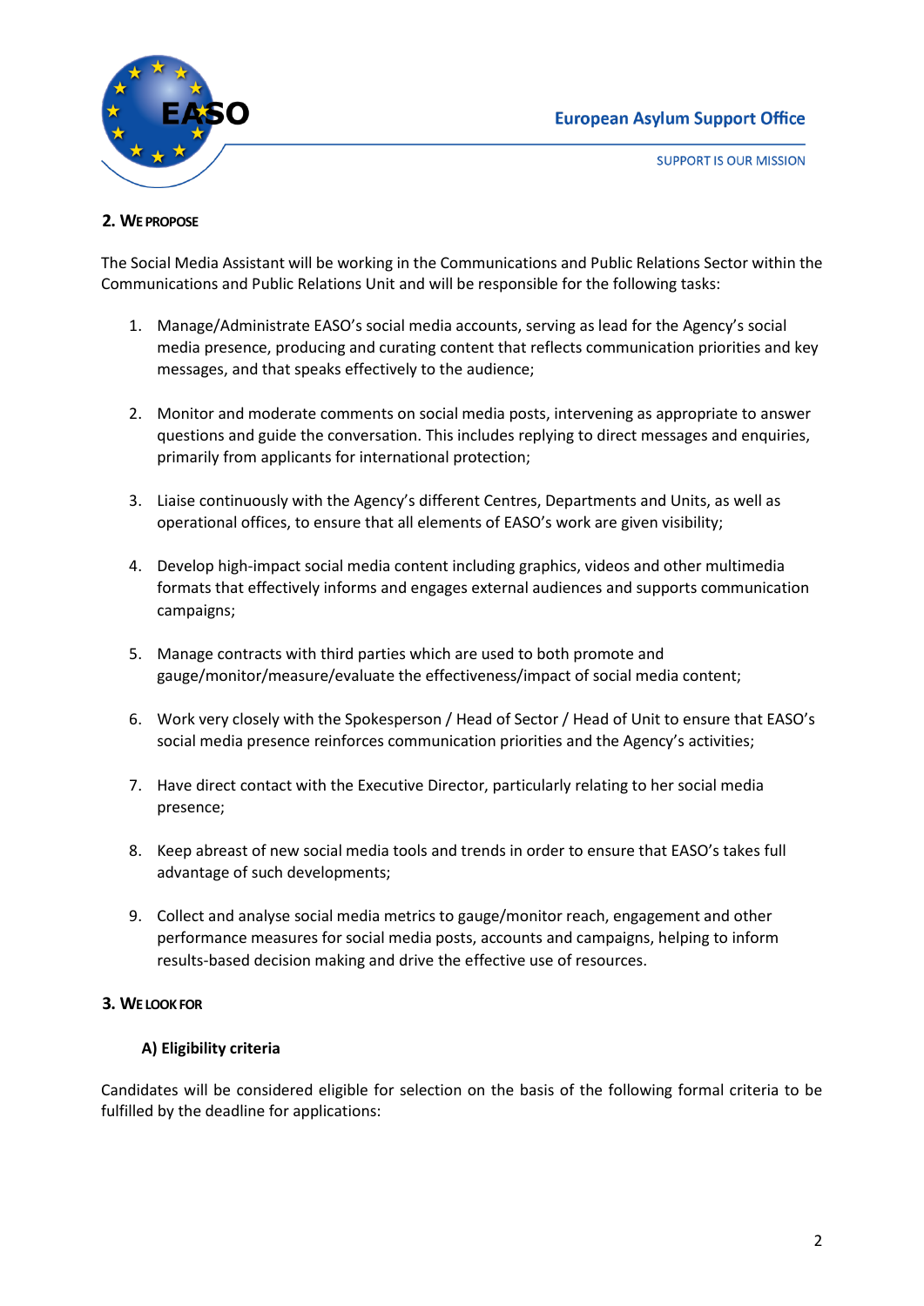## 2. We propose

The Social Media Assistant will be working in the Communications and Public Relations Sector within the Communications and Public Relations Unit and will be responsible for the following tasks:

1. Manage/Administrate EASO's social media accounts, serving as lead for the Agency's social media presence, producing and curating content that reflects communication priorities and key messages, and that speaks effectively to the audience;

2. Monitor and moderate comments on social media posts, intervening as appropriate to answer questions and guide the conversation. This includes replying to direct messages and enquiries, primarily from applicants for international protection;

3. Liaise continuously with the Agency's different Centres, Departments and Units, as well as operational offices, to ensure that all elements of EASO's work are given visibility;

4. Develop high-impact social media content including graphics, videos and other multimedia formats that effectively informs and engages external audiences and supports communication campaigns;

5. Manage contracts with third parties which are used to both promote and gauge/monitor/measure/evaluate the effectiveness/impact of social media content;

6. Work very closely with the Spokesperson / Head of Sector / Head of Unit to ensure that EASO's social media presence reinforces communication priorities and the Agency's activities;

7. Have direct contact with the Executive Director, particularly relating to her social media presence;

8. Keep abreast of new social media tools and trends in order to ensure that EASO's takes full advantage of such developments;

9. Collect and analyse social media metrics to gauge/monitor reach, engagement and other performance measures for social media posts, accounts and campaigns, helping to inform results-based decision making and drive the effective use of resources.

## 3. We look for

### A) Eligibility criteria

Candidates will be considered eligible for selection on the basis of the following formal criteria to be fulfilled by the deadline for applications: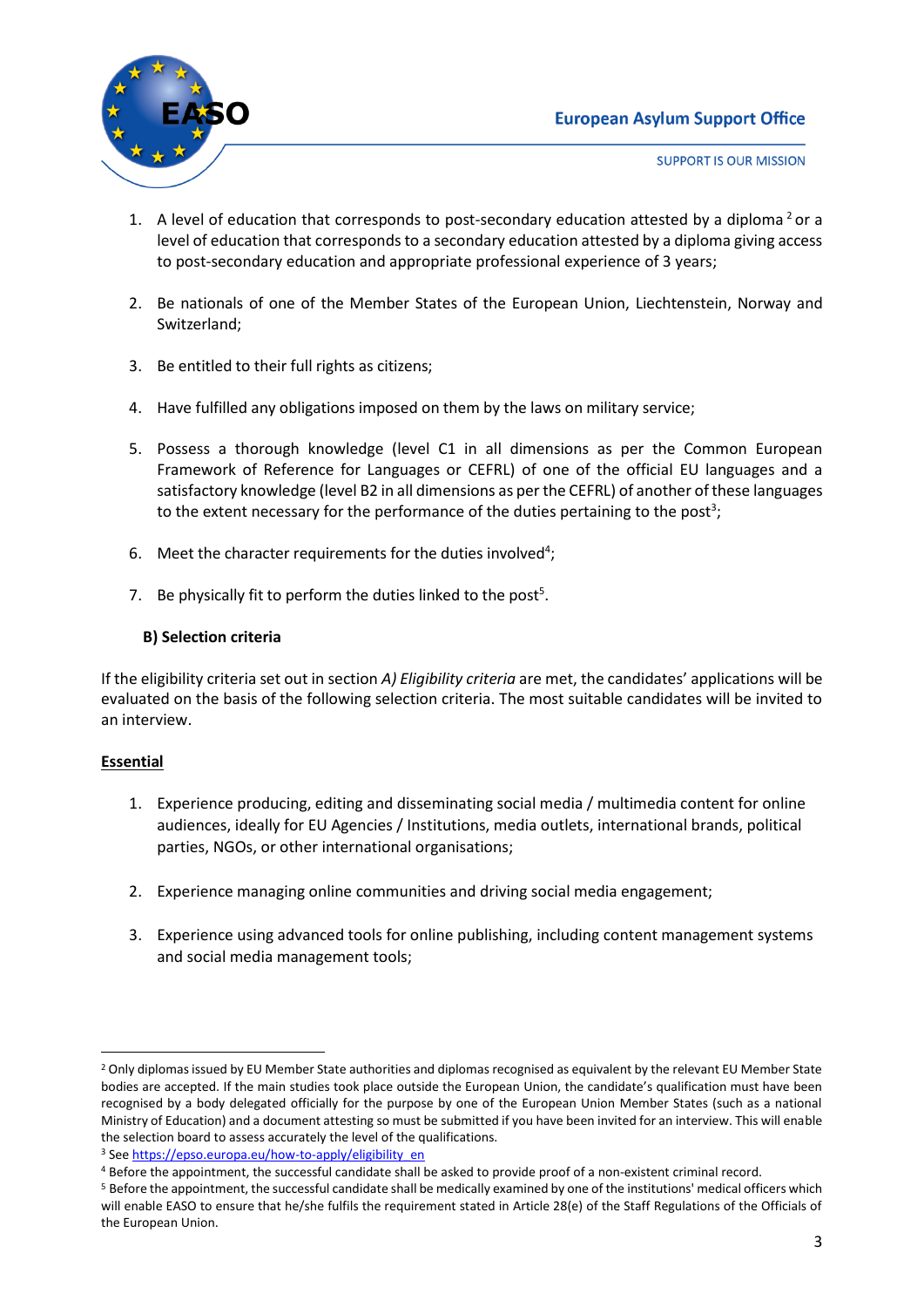1. A level of education that corresponds to post-secondary education attested by a diploma [2] or a level of education that corresponds to a secondary education attested by a diploma giving access to post-secondary education and appropriate professional experience of 3 years;

2. Be nationals of one of the Member States of the European Union, Liechtenstein, Norway and Switzerland;

3. Be entitled to their full rights as citizens;

4. Have fulfilled any obligations imposed on them by the laws on military service;

5. Possess a thorough knowledge (level C1 in all dimensions as per the Common European Framework of Reference for Languages or CEFRL) of one of the official EU languages and a satisfactory knowledge (level B2 in all dimensions as per the CEFRL) of another of these languages to the extent necessary for the performance of the duties pertaining to the post[3];

6. Meet the character requirements for the duties involved[4];

7. Be physically fit to perform the duties linked to the post[5].

**B) Selection criteria**

If the eligibility criteria set out in section *A) Eligibility criteria* are met, the candidates' applications will be evaluated on the basis of the following selection criteria. The most suitable candidates will be invited to an interview.

**Essential**

1. Experience producing, editing and disseminating social media / multimedia content for online audiences, ideally for EU Agencies / Institutions, media outlets, international brands, political parties, NGOs, or other international organisations;

2. Experience managing online communities and driving social media engagement;

3. Experience using advanced tools for online publishing, including content management systems and social media management tools;

---

[2] Only diplomas issued by EU Member State authorities and diplomas recognised as equivalent by the relevant EU Member State bodies are accepted. If the main studies took place outside the European Union, the candidate's qualification must have been recognised by a body delegated officially for the purpose by one of the European Union Member States (such as a national Ministry of Education) and a document attesting so must be submitted if you have been invited for an interview. This will enable the selection board to assess accurately the level of the qualifications.

[3] See https://epso.europa.eu/how-to-apply/eligibility_en

[4] Before the appointment, the successful candidate shall be asked to provide proof of a non-existent criminal record.

[5] Before the appointment, the successful candidate shall be medically examined by one of the institutions' medical officers which will enable EASO to ensure that he/she fulfils the requirement stated in Article 28(e) of the Staff Regulations of the Officials of the European Union.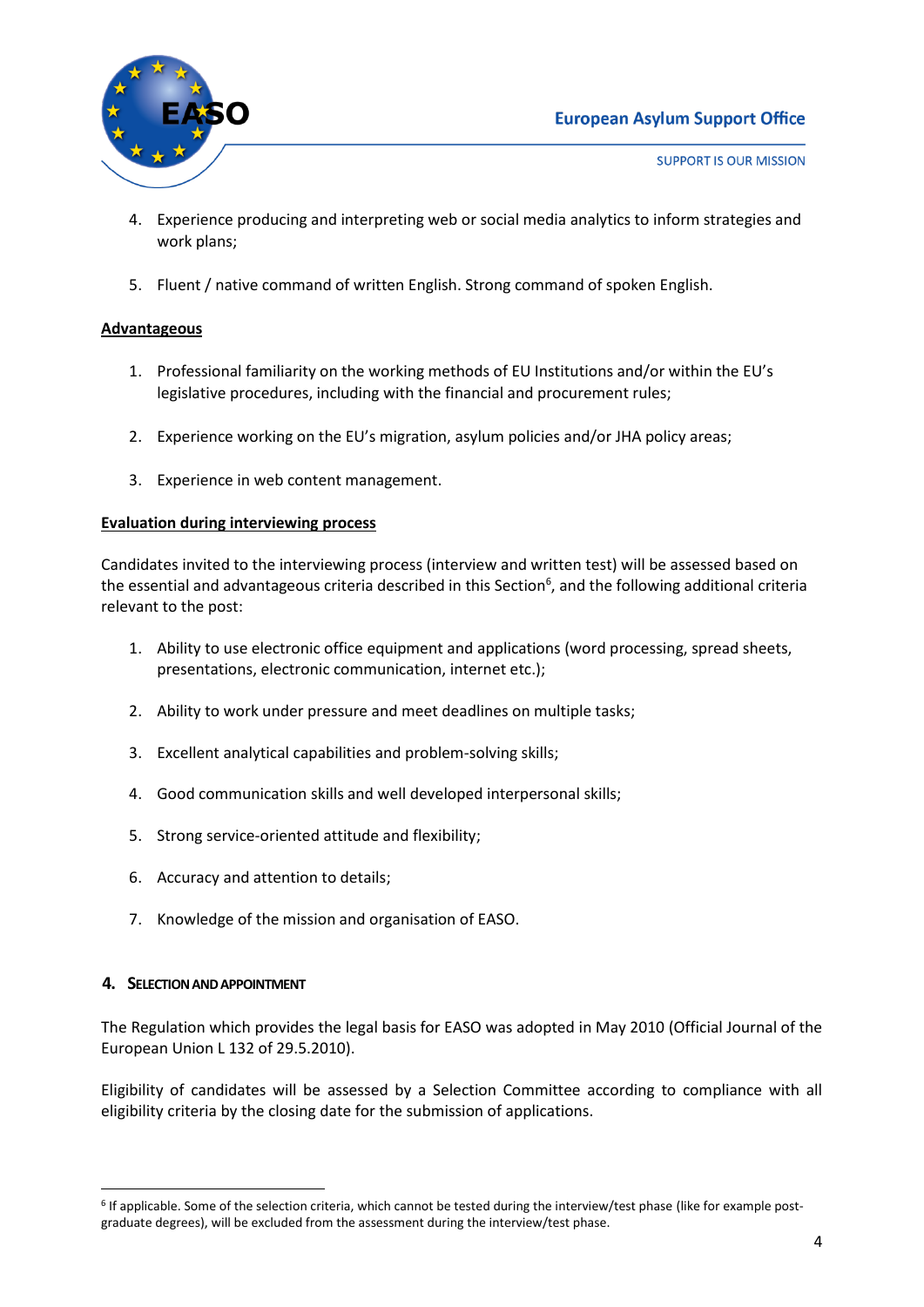4. Experience producing and interpreting web or social media analytics to inform strategies and work plans;

5. Fluent / native command of written English. Strong command of spoken English.

**Advantageous**

1. Professional familiarity on the working methods of EU Institutions and/or within the EU's legislative procedures, including with the financial and procurement rules;

2. Experience working on the EU's migration, asylum policies and/or JHA policy areas;

3. Experience in web content management.

**Evaluation during interviewing process**

Candidates invited to the interviewing process (interview and written test) will be assessed based on the essential and advantageous criteria described in this Section[6], and the following additional criteria relevant to the post:

1. Ability to use electronic office equipment and applications (word processing, spread sheets, presentations, electronic communication, internet etc.);

2. Ability to work under pressure and meet deadlines on multiple tasks;

3. Excellent analytical capabilities and problem-solving skills;

4. Good communication skills and well developed interpersonal skills;

5. Strong service-oriented attitude and flexibility;

6. Accuracy and attention to details;

7. Knowledge of the mission and organisation of EASO.

## 4. Selection and Appointment

The Regulation which provides the legal basis for EASO was adopted in May 2010 (Official Journal of the European Union L 132 of 29.5.2010).

Eligibility of candidates will be assessed by a Selection Committee according to compliance with all eligibility criteria by the closing date for the submission of applications.

---

[6] If applicable. Some of the selection criteria, which cannot be tested during the interview/test phase (like for example post-graduate degrees), will be excluded from the assessment during the interview/test phase.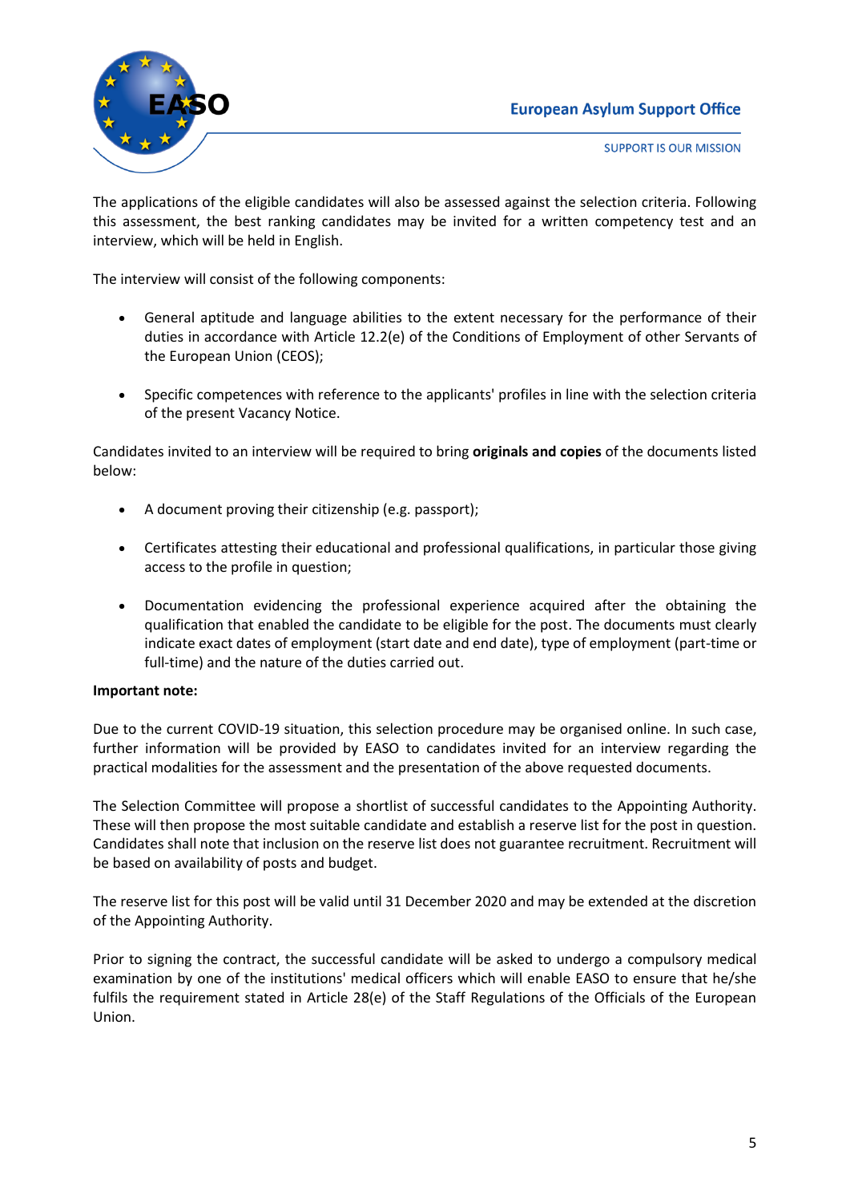The applications of the eligible candidates will also be assessed against the selection criteria. Following this assessment, the best ranking candidates may be invited for a written competency test and an interview, which will be held in English.

The interview will consist of the following components:

- General aptitude and language abilities to the extent necessary for the performance of their duties in accordance with Article 12.2(e) of the Conditions of Employment of other Servants of the European Union (CEOS);
- Specific competences with reference to the applicants' profiles in line with the selection criteria of the present Vacancy Notice.

Candidates invited to an interview will be required to bring **originals and copies** of the documents listed below:

- A document proving their citizenship (e.g. passport);
- Certificates attesting their educational and professional qualifications, in particular those giving access to the profile in question;
- Documentation evidencing the professional experience acquired after the obtaining the qualification that enabled the candidate to be eligible for the post. The documents must clearly indicate exact dates of employment (start date and end date), type of employment (part-time or full-time) and the nature of the duties carried out.

**Important note:**

Due to the current COVID-19 situation, this selection procedure may be organised online. In such case, further information will be provided by EASO to candidates invited for an interview regarding the practical modalities for the assessment and the presentation of the above requested documents.

The Selection Committee will propose a shortlist of successful candidates to the Appointing Authority. These will then propose the most suitable candidate and establish a reserve list for the post in question. Candidates shall note that inclusion on the reserve list does not guarantee recruitment. Recruitment will be based on availability of posts and budget.

The reserve list for this post will be valid until 31 December 2020 and may be extended at the discretion of the Appointing Authority.

Prior to signing the contract, the successful candidate will be asked to undergo a compulsory medical examination by one of the institutions' medical officers which will enable EASO to ensure that he/she fulfils the requirement stated in Article 28(e) of the Staff Regulations of the Officials of the European Union.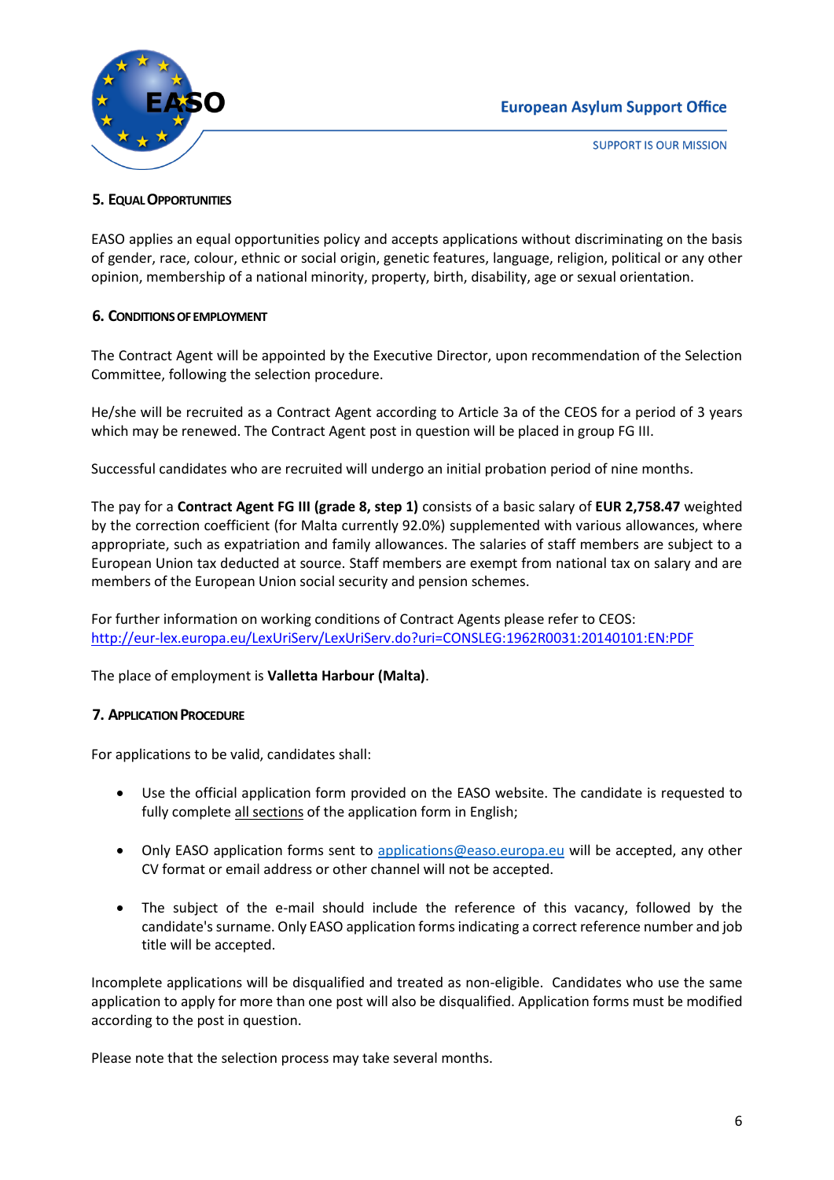## 5. Equal Opportunities

EASO applies an equal opportunities policy and accepts applications without discriminating on the basis of gender, race, colour, ethnic or social origin, genetic features, language, religion, political or any other opinion, membership of a national minority, property, birth, disability, age or sexual orientation.

## 6. Conditions of Employment

The Contract Agent will be appointed by the Executive Director, upon recommendation of the Selection Committee, following the selection procedure.

He/she will be recruited as a Contract Agent according to Article 3a of the CEOS for a period of 3 years which may be renewed. The Contract Agent post in question will be placed in group FG III.

Successful candidates who are recruited will undergo an initial probation period of nine months.

The pay for a **Contract Agent FG III (grade 8, step 1)** consists of a basic salary of **EUR 2,758.47** weighted by the correction coefficient (for Malta currently 92.0%) supplemented with various allowances, where appropriate, such as expatriation and family allowances. The salaries of staff members are subject to a European Union tax deducted at source. Staff members are exempt from national tax on salary and are members of the European Union social security and pension schemes.

For further information on working conditions of Contract Agents please refer to CEOS:
[http://eur-lex.europa.eu/LexUriServ/LexUriServ.do?uri=CONSLEG:1962R0031:20140101:EN:PDF](http://eur-lex.europa.eu/LexUriServ/LexUriServ.do?uri=CONSLEG:1962R0031:20140101:EN:PDF)

The place of employment is **Valletta Harbour (Malta)**.

## 7. Application Procedure

For applications to be valid, candidates shall:

- Use the official application form provided on the EASO website. The candidate is requested to fully complete all sections of the application form in English;
- Only EASO application forms sent to [applications@easo.europa.eu](mailto:applications@easo.europa.eu) will be accepted, any other CV format or email address or other channel will not be accepted.
- The subject of the e-mail should include the reference of this vacancy, followed by the candidate's surname. Only EASO application forms indicating a correct reference number and job title will be accepted.

Incomplete applications will be disqualified and treated as non-eligible. Candidates who use the same application to apply for more than one post will also be disqualified. Application forms must be modified according to the post in question.

Please note that the selection process may take several months.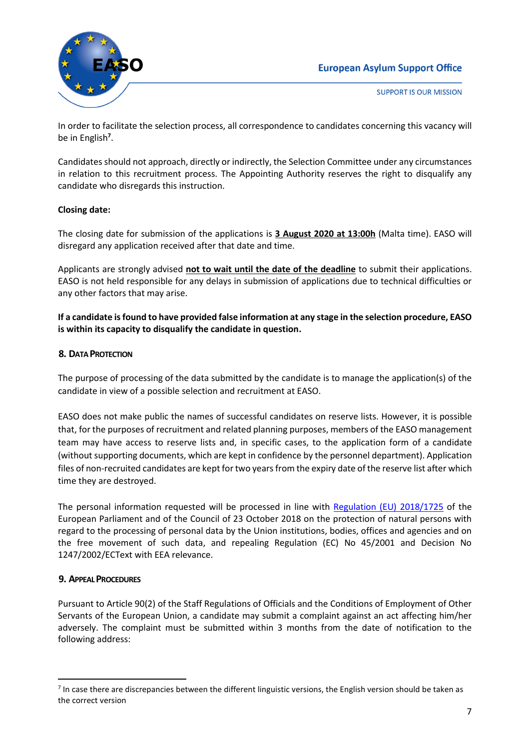In order to facilitate the selection process, all correspondence to candidates concerning this vacancy will be in English[7].

Candidates should not approach, directly or indirectly, the Selection Committee under any circumstances in relation to this recruitment process. The Appointing Authority reserves the right to disqualify any candidate who disregards this instruction.

**Closing date:**

The closing date for submission of the applications is **3 August 2020 at 13:00h** (Malta time). EASO will disregard any application received after that date and time.

Applicants are strongly advised **not to wait until the date of the deadline** to submit their applications. EASO is not held responsible for any delays in submission of applications due to technical difficulties or any other factors that may arise.

**If a candidate is found to have provided false information at any stage in the selection procedure, EASO is within its capacity to disqualify the candidate in question.**

## 8. Data Protection

The purpose of processing of the data submitted by the candidate is to manage the application(s) of the candidate in view of a possible selection and recruitment at EASO.

EASO does not make public the names of successful candidates on reserve lists. However, it is possible that, for the purposes of recruitment and related planning purposes, members of the EASO management team may have access to reserve lists and, in specific cases, to the application form of a candidate (without supporting documents, which are kept in confidence by the personnel department). Application files of non-recruited candidates are kept for two years from the expiry date of the reserve list after which time they are destroyed.

The personal information requested will be processed in line with Regulation (EU) 2018/1725 of the European Parliament and of the Council of 23 October 2018 on the protection of natural persons with regard to the processing of personal data by the Union institutions, bodies, offices and agencies and on the free movement of such data, and repealing Regulation (EC) No 45/2001 and Decision No 1247/2002/ECText with EEA relevance.

## 9. Appeal Procedures

Pursuant to Article 90(2) of the Staff Regulations of Officials and the Conditions of Employment of Other Servants of the European Union, a candidate may submit a complaint against an act affecting him/her adversely. The complaint must be submitted within 3 months from the date of notification to the following address:

---

[7] In case there are discrepancies between the different linguistic versions, the English version should be taken as the correct version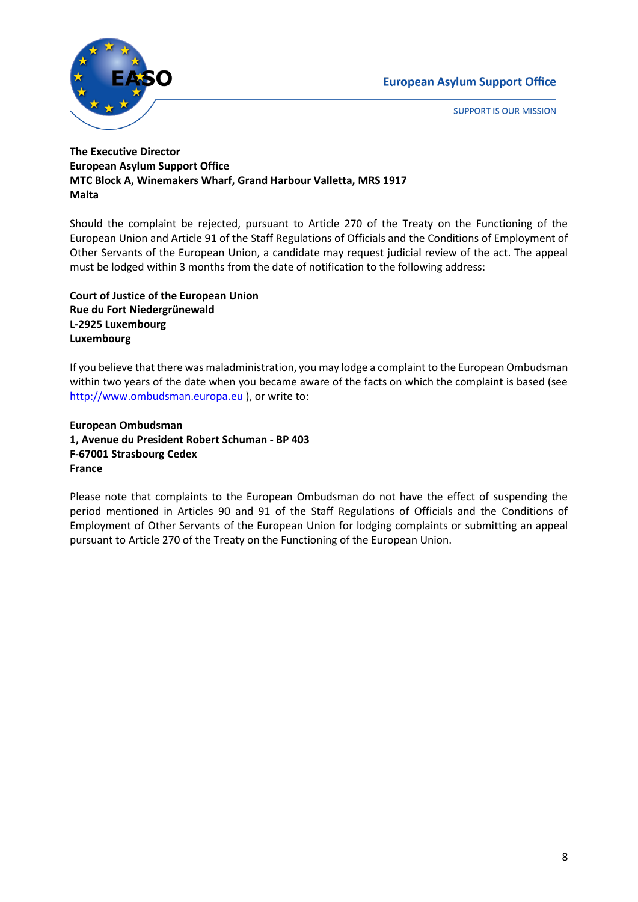**The Executive Director**
**European Asylum Support Office**
**MTC Block A, Winemakers Wharf, Grand Harbour Valletta, MRS 1917**
**Malta**

Should the complaint be rejected, pursuant to Article 270 of the Treaty on the Functioning of the European Union and Article 91 of the Staff Regulations of Officials and the Conditions of Employment of Other Servants of the European Union, a candidate may request judicial review of the act. The appeal must be lodged within 3 months from the date of notification to the following address:

**Court of Justice of the European Union**
**Rue du Fort Niedergrünewald**
**L-2925 Luxembourg**
**Luxembourg**

If you believe that there was maladministration, you may lodge a complaint to the European Ombudsman within two years of the date when you became aware of the facts on which the complaint is based (see [http://www.ombudsman.europa.eu](http://www.ombudsman.europa.eu) ), or write to:

**European Ombudsman**
**1, Avenue du President Robert Schuman - BP 403**
**F-67001 Strasbourg Cedex**
**France**

Please note that complaints to the European Ombudsman do not have the effect of suspending the period mentioned in Articles 90 and 91 of the Staff Regulations of Officials and the Conditions of Employment of Other Servants of the European Union for lodging complaints or submitting an appeal pursuant to Article 270 of the Treaty on the Functioning of the European Union.